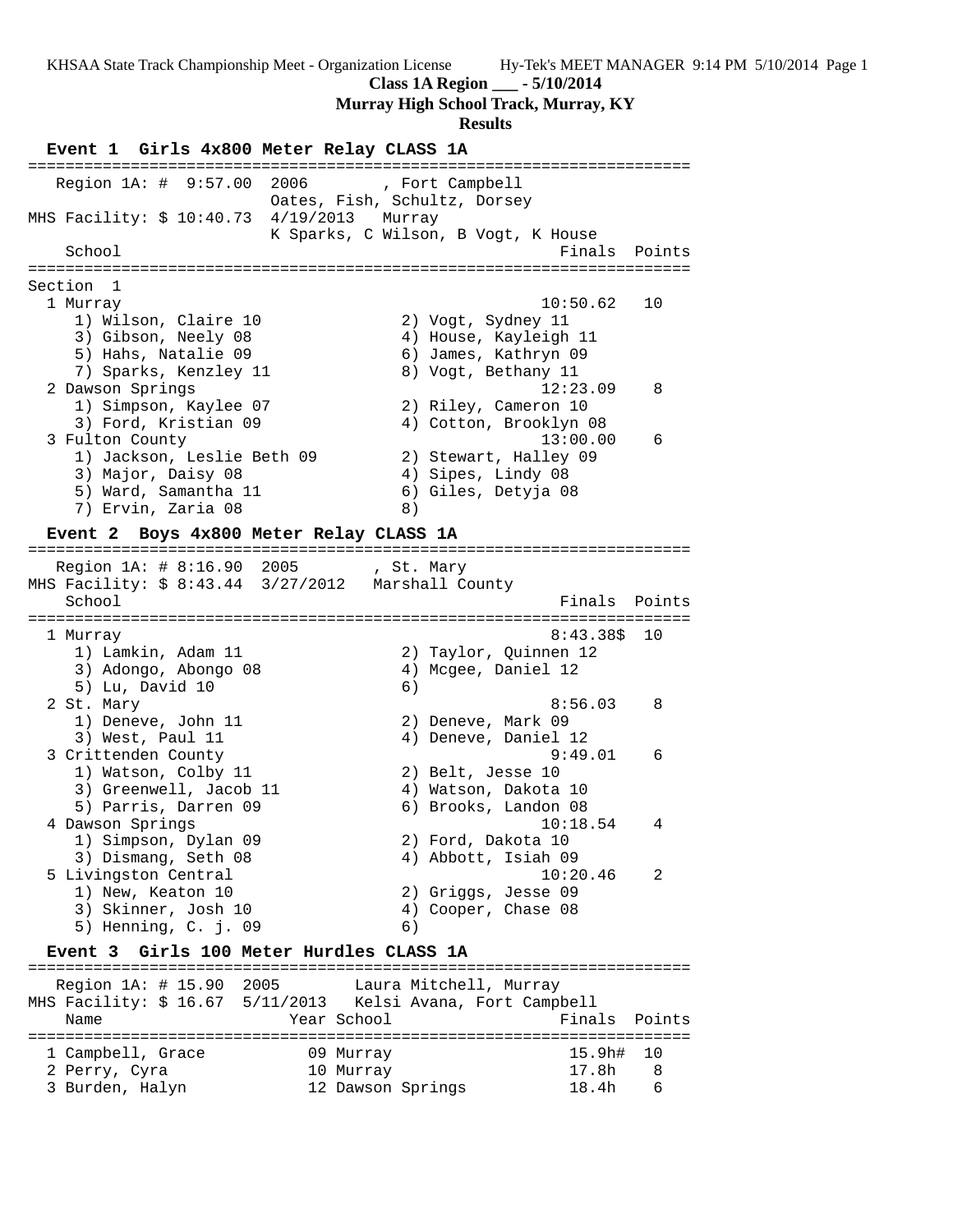KHSAA State Track Championship Meet - Organization License Hy-Tek's MEET MANAGER 9:14 PM 5/10/2014 Page 1

**Class 1A Region ___ - 5/10/2014**

**Murray High School Track, Murray, KY**

**Results**

```
  Event 1  Girls 4x800 Meter Relay CLASS 1A
=======================================================================
   Region 1A: #  9:57.00  2006        , Fort Campbell
                          Oates, Fish, Schultz, Dorsey
MHS Facility: $ 10:40.73  4/19/2013   Murray
                          K Sparks, C Wilson, B Vogt, K House
    School                                            Finals  Points
=======================================================================
Section  1
  1 Murray                                          10:50.62   10
     1) Wilson, Claire 10               2) Vogt, Sydney 11
     3) Gibson, Neely 08                4) House, Kayleigh 11
     5) Hahs, Natalie 09                6) James, Kathryn 09
     7) Sparks, Kenzley 11              8) Vogt, Bethany 11
  2 Dawson Springs                                  12:23.09    8
     1) Simpson, Kaylee 07              2) Riley, Cameron 10
     3) Ford, Kristian 09               4) Cotton, Brooklyn 08
  3 Fulton County                                   13:00.00    6
     1) Jackson, Leslie Beth 09         2) Stewart, Halley 09
     3) Major, Daisy 08                 4) Sipes, Lindy 08
     5) Ward, Samantha 11               6) Giles, Detyja 08
     7) Ervin, Zaria 08                 8)

  Event 2  Boys 4x800 Meter Relay CLASS 1A
=======================================================================
   Region 1A: # 8:16.90  2005        , St. Mary
MHS Facility: $ 8:43.44  3/27/2012   Marshall County
    School                                            Finals  Points
=======================================================================
  1 Murray                                          8:43.38$  10
     1) Lamkin, Adam 11                 2) Taylor, Quinnen 12
     3) Adongo, Abongo 08               4) Mcgee, Daniel 12
     5) Lu, David 10                    6)
  2 St. Mary                                        8:56.03    8
     1) Deneve, John 11                 2) Deneve, Mark 09
     3) West, Paul 11                   4) Deneve, Daniel 12
  3 Crittenden County                               9:49.01    6
     1) Watson, Colby 11                2) Belt, Jesse 10
     3) Greenwell, Jacob 11             4) Watson, Dakota 10
     5) Parris, Darren 09               6) Brooks, Landon 08
  4 Dawson Springs                                 10:18.54    4
     1) Simpson, Dylan 09               2) Ford, Dakota 10
     3) Dismang, Seth 08                4) Abbott, Isiah 09
  5 Livingston Central                             10:20.46    2
     1) New, Keaton 10                  2) Griggs, Jesse 09
     3) Skinner, Josh 10                4) Cooper, Chase 08
     5) Henning, C. j. 09               6)

  Event 3  Girls 100 Meter Hurdles CLASS 1A
=======================================================================
   Region 1A: # 15.90  2005        Laura Mitchell, Murray
MHS Facility: $ 16.67  5/11/2013   Kelsi Avana, Fort Campbell
    Name                    Year School               Finals  Points
=======================================================================
  1 Campbell, Grace          09 Murray                15.9h#  10
  2 Perry, Cyra              10 Murray                17.8h    8
  3 Burden, Halyn            12 Dawson Springs        18.4h    6
```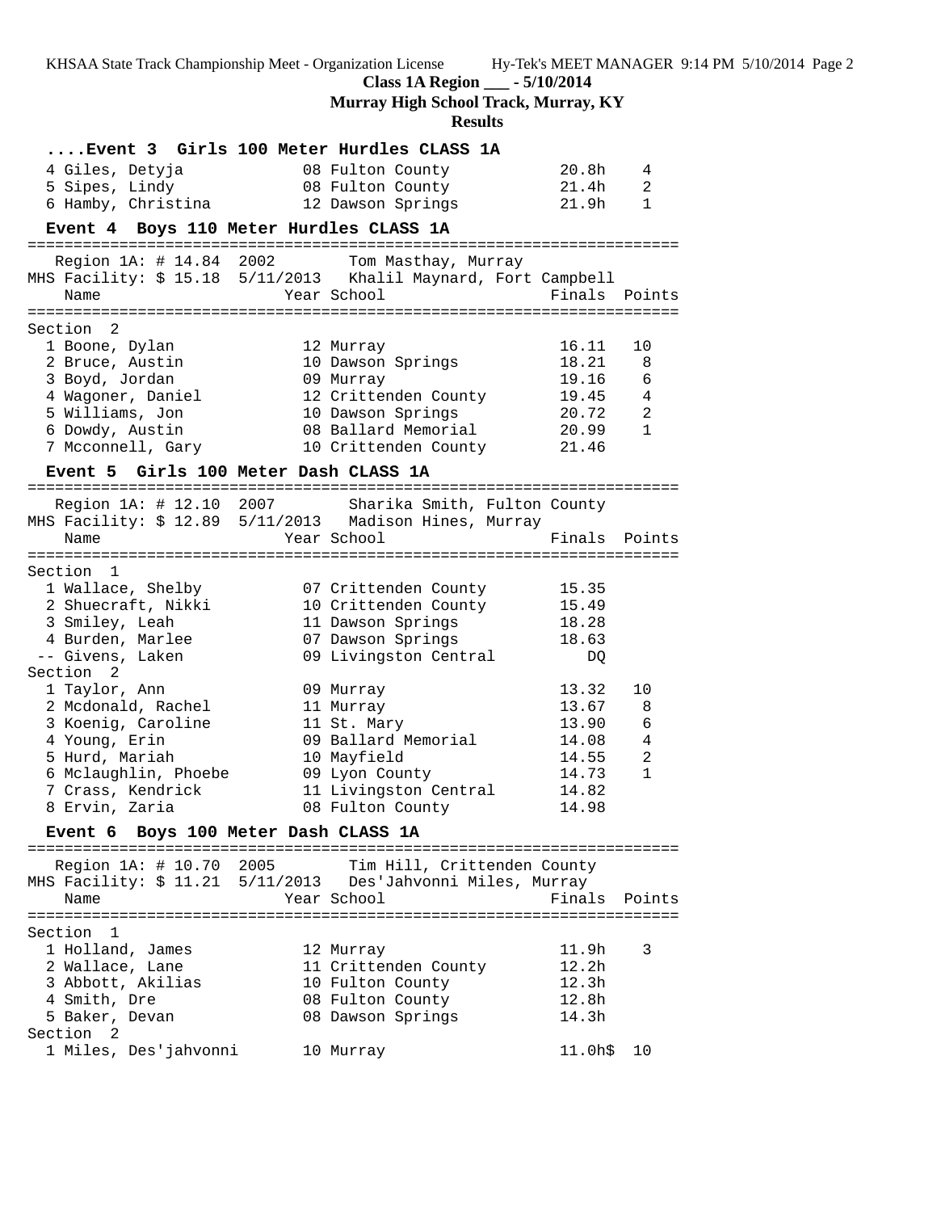## Class 1A Region ___ - 5/10/2014

### Murray High School Track, Murray, KY

### Results

### ....Event 3 Girls 100 Meter Hurdles CLASS 1A

| Place | Name | Year | School | Finals | Points |
|---|---|---|---|---|---|
| 4 | Giles, Detyja | 08 | Fulton County | 20.8h | 4 |
| 5 | Sipes, Lindy | 08 | Fulton County | 21.4h | 2 |
| 6 | Hamby, Christina | 12 | Dawson Springs | 21.9h | 1 |

### Event 4 Boys 110 Meter Hurdles CLASS 1A

Region 1A: # 14.84 2002 Tom Masthay, Murray
MHS Facility: $ 15.18 5/11/2013 Khalil Maynard, Fort Campbell

**Section 2**

| Place | Name | Year | School | Finals | Points |
|---|---|---|---|---|---|
| 1 | Boone, Dylan | 12 | Murray | 16.11 | 10 |
| 2 | Bruce, Austin | 10 | Dawson Springs | 18.21 | 8 |
| 3 | Boyd, Jordan | 09 | Murray | 19.16 | 6 |
| 4 | Wagoner, Daniel | 12 | Crittenden County | 19.45 | 4 |
| 5 | Williams, Jon | 10 | Dawson Springs | 20.72 | 2 |
| 6 | Dowdy, Austin | 08 | Ballard Memorial | 20.99 | 1 |
| 7 | Mcconnell, Gary | 10 | Crittenden County | 21.46 | |

### Event 5 Girls 100 Meter Dash CLASS 1A

Region 1A: # 12.10 2007 Sharika Smith, Fulton County
MHS Facility: $ 12.89 5/11/2013 Madison Hines, Murray

**Section 1**

| Place | Name | Year | School | Finals | Points |
|---|---|---|---|---|---|
| 1 | Wallace, Shelby | 07 | Crittenden County | 15.35 | |
| 2 | Shuecraft, Nikki | 10 | Crittenden County | 15.49 | |
| 3 | Smiley, Leah | 11 | Dawson Springs | 18.28 | |
| 4 | Burden, Marlee | 07 | Dawson Springs | 18.63 | |
| -- | Givens, Laken | 09 | Livingston Central | DQ | |

**Section 2**

| Place | Name | Year | School | Finals | Points |
|---|---|---|---|---|---|
| 1 | Taylor, Ann | 09 | Murray | 13.32 | 10 |
| 2 | Mcdonald, Rachel | 11 | Murray | 13.67 | 8 |
| 3 | Koenig, Caroline | 11 | St. Mary | 13.90 | 6 |
| 4 | Young, Erin | 09 | Ballard Memorial | 14.08 | 4 |
| 5 | Hurd, Mariah | 10 | Mayfield | 14.55 | 2 |
| 6 | Mclaughlin, Phoebe | 09 | Lyon County | 14.73 | 1 |
| 7 | Crass, Kendrick | 11 | Livingston Central | 14.82 | |
| 8 | Ervin, Zaria | 08 | Fulton County | 14.98 | |

### Event 6 Boys 100 Meter Dash CLASS 1A

Region 1A: # 10.70 2005 Tim Hill, Crittenden County
MHS Facility: $ 11.21 5/11/2013 Des'Jahvonni Miles, Murray

**Section 1**

| Place | Name | Year | School | Finals | Points |
|---|---|---|---|---|---|
| 1 | Holland, James | 12 | Murray | 11.9h | 3 |
| 2 | Wallace, Lane | 11 | Crittenden County | 12.2h | |
| 3 | Abbott, Akilias | 10 | Fulton County | 12.3h | |
| 4 | Smith, Dre | 08 | Fulton County | 12.8h | |
| 5 | Baker, Devan | 08 | Dawson Springs | 14.3h | |

**Section 2**

| Place | Name | Year | School | Finals | Points |
|---|---|---|---|---|---|
| 1 | Miles, Des'jahvonni | 10 | Murray | 11.0h$ | 10 |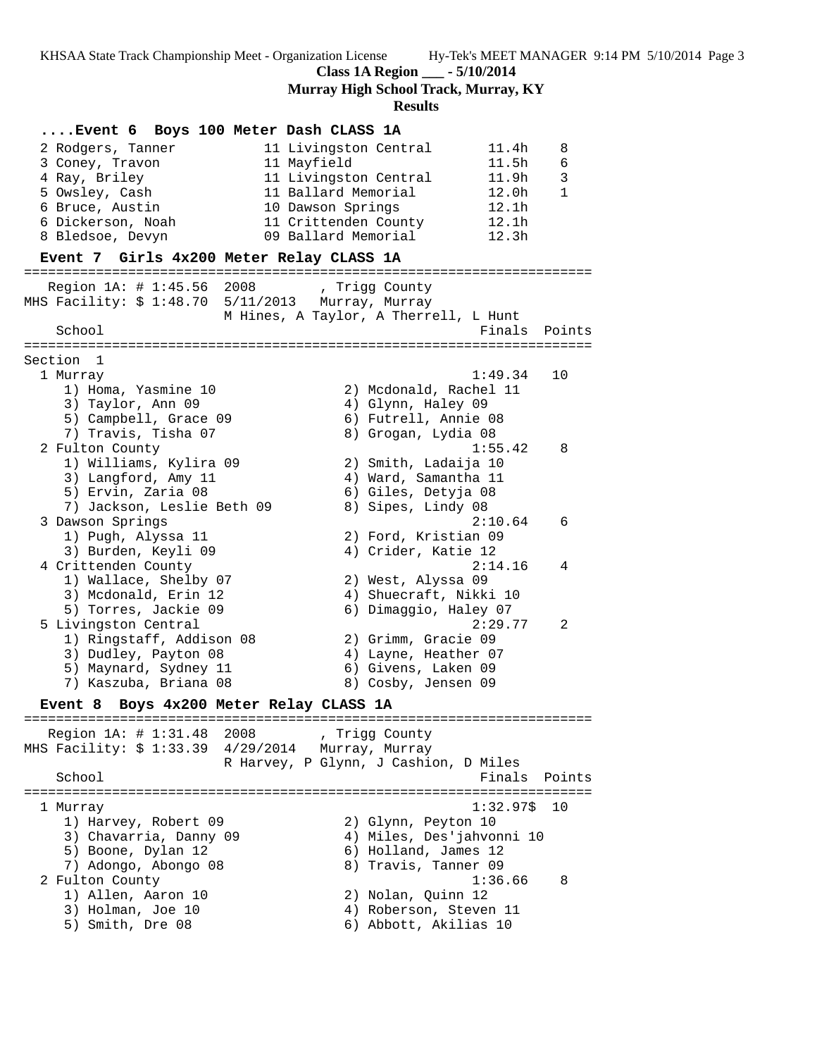## ....Event 6 Boys 100 Meter Dash CLASS 1A

| Place | Name | Year | School | Finals | Points |
|---|---|---|---|---|---|
| 2 | Rodgers, Tanner | 11 | Livingston Central | 11.4h | 8 |
| 3 | Coney, Travon | 11 | Mayfield | 11.5h | 6 |
| 4 | Ray, Briley | 11 | Livingston Central | 11.9h | 3 |
| 5 | Owsley, Cash | 11 | Ballard Memorial | 12.0h | 1 |
| 6 | Bruce, Austin | 10 | Dawson Springs | 12.1h | |
| 6 | Dickerson, Noah | 11 | Crittenden County | 12.1h | |
| 8 | Bledsoe, Devyn | 09 | Ballard Memorial | 12.3h | |

## Event 7 Girls 4x200 Meter Relay CLASS 1A

Region 1A: # 1:45.56 2008 , Trigg County
MHS Facility: $ 1:48.70 5/11/2013 Murray, Murray
M Hines, A Taylor, A Therrell, L Hunt

Section 1

| Place | School | Finals | Points |
|---|---|---|---|
| 1 | Murray | 1:49.34 | 10 |
| 2 | Fulton County | 1:55.42 | 8 |
| 3 | Dawson Springs | 2:10.64 | 6 |
| 4 | Crittenden County | 2:14.16 | 4 |
| 5 | Livingston Central | 2:29.77 | 2 |

1 Murray — 1:49.34 — 10
1) Homa, Yasmine 10; 2) Mcdonald, Rachel 11; 3) Taylor, Ann 09; 4) Glynn, Haley 09; 5) Campbell, Grace 09; 6) Futrell, Annie 08; 7) Travis, Tisha 07; 8) Grogan, Lydia 08

2 Fulton County — 1:55.42 — 8
1) Williams, Kylira 09; 2) Smith, Ladaija 10; 3) Langford, Amy 11; 4) Ward, Samantha 11; 5) Ervin, Zaria 08; 6) Giles, Detyja 08; 7) Jackson, Leslie Beth 09; 8) Sipes, Lindy 08

3 Dawson Springs — 2:10.64 — 6
1) Pugh, Alyssa 11; 2) Ford, Kristian 09; 3) Burden, Keyli 09; 4) Crider, Katie 12

4 Crittenden County — 2:14.16 — 4
1) Wallace, Shelby 07; 2) West, Alyssa 09; 3) Mcdonald, Erin 12; 4) Shuecraft, Nikki 10; 5) Torres, Jackie 09; 6) Dimaggio, Haley 07

5 Livingston Central — 2:29.77 — 2
1) Ringstaff, Addison 08; 2) Grimm, Gracie 09; 3) Dudley, Payton 08; 4) Layne, Heather 07; 5) Maynard, Sydney 11; 6) Givens, Laken 09; 7) Kaszuba, Briana 08; 8) Cosby, Jensen 09

## Event 8 Boys 4x200 Meter Relay CLASS 1A

Region 1A: # 1:31.48 2008 , Trigg County
MHS Facility: $ 1:33.39 4/29/2014 Murray, Murray
R Harvey, P Glynn, J Cashion, D Miles

| Place | School | Finals | Points |
|---|---|---|---|
| 1 | Murray | 1:32.97$ | 10 |
| 2 | Fulton County | 1:36.66 | 8 |

1 Murray — 1:32.97$ — 10
1) Harvey, Robert 09; 2) Glynn, Peyton 10; 3) Chavarria, Danny 09; 4) Miles, Des'jahvonni 10; 5) Boone, Dylan 12; 6) Holland, James 12; 7) Adongo, Abongo 08; 8) Travis, Tanner 09

2 Fulton County — 1:36.66 — 8
1) Allen, Aaron 10; 2) Nolan, Quinn 12; 3) Holman, Joe 10; 4) Roberson, Steven 11; 5) Smith, Dre 08; 6) Abbott, Akilias 10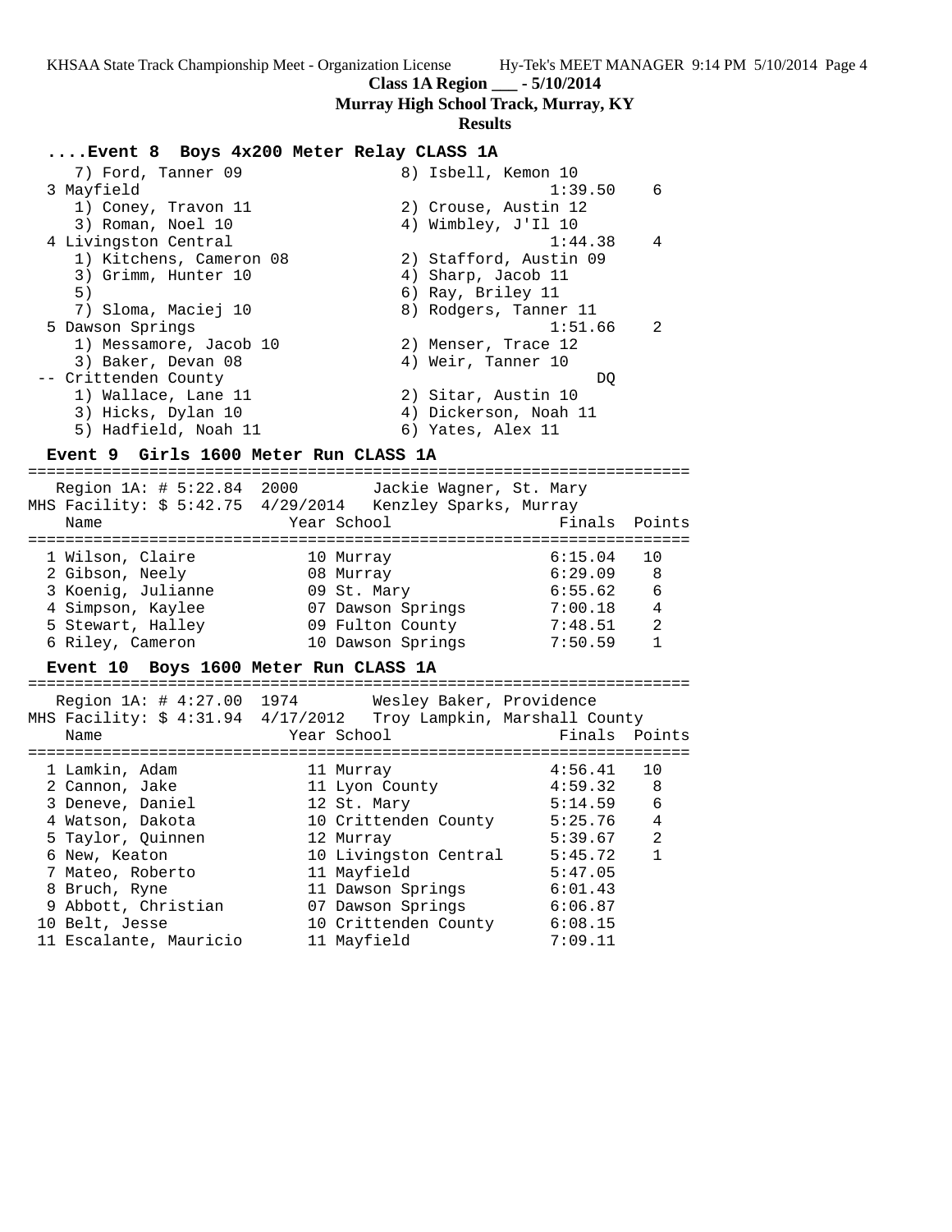**Class 1A Region ___ - 5/10/2014**

**Murray High School Track, Murray, KY**

**Results**

### ....Event 8 Boys 4x200 Meter Relay CLASS 1A

```
    7) Ford, Tanner 09                8) Isbell, Kemon 10
  3 Mayfield                                    1:39.50    6
    1) Coney, Travon 11               2) Crouse, Austin 12
    3) Roman, Noel 10                 4) Wimbley, J'Il 10
  4 Livingston Central                          1:44.38    4
    1) Kitchens, Cameron 08           2) Stafford, Austin 09
    3) Grimm, Hunter 10               4) Sharp, Jacob 11
    5)                                6) Ray, Briley 11
    7) Sloma, Maciej 10               8) Rodgers, Tanner 11
  5 Dawson Springs                              1:51.66    2
    1) Messamore, Jacob 10            2) Menser, Trace 12
    3) Baker, Devan 08                4) Weir, Tanner 10
 -- Crittenden County                               DQ
    1) Wallace, Lane 11               2) Sitar, Austin 10
    3) Hicks, Dylan 10                4) Dickerson, Noah 11
    5) Hadfield, Noah 11              6) Yates, Alex 11
```

### Event 9 Girls 1600 Meter Run CLASS 1A

Region 1A: # 5:22.84 2000 Jackie Wagner, St. Mary
MHS Facility: $ 5:42.75 4/29/2014 Kenzley Sparks, Murray

| | Name | Year | School | Finals | Points |
|---|---|---|---|---|---|
| 1 | Wilson, Claire | 10 | Murray | 6:15.04 | 10 |
| 2 | Gibson, Neely | 08 | Murray | 6:29.09 | 8 |
| 3 | Koenig, Julianne | 09 | St. Mary | 6:55.62 | 6 |
| 4 | Simpson, Kaylee | 07 | Dawson Springs | 7:00.18 | 4 |
| 5 | Stewart, Halley | 09 | Fulton County | 7:48.51 | 2 |
| 6 | Riley, Cameron | 10 | Dawson Springs | 7:50.59 | 1 |

### Event 10 Boys 1600 Meter Run CLASS 1A

Region 1A: # 4:27.00 1974 Wesley Baker, Providence
MHS Facility: $ 4:31.94 4/17/2012 Troy Lampkin, Marshall County

| | Name | Year | School | Finals | Points |
|---|---|---|---|---|---|
| 1 | Lamkin, Adam | 11 | Murray | 4:56.41 | 10 |
| 2 | Cannon, Jake | 11 | Lyon County | 4:59.32 | 8 |
| 3 | Deneve, Daniel | 12 | St. Mary | 5:14.59 | 6 |
| 4 | Watson, Dakota | 10 | Crittenden County | 5:25.76 | 4 |
| 5 | Taylor, Quinnen | 12 | Murray | 5:39.67 | 2 |
| 6 | New, Keaton | 10 | Livingston Central | 5:45.72 | 1 |
| 7 | Mateo, Roberto | 11 | Mayfield | 5:47.05 | |
| 8 | Bruch, Ryne | 11 | Dawson Springs | 6:01.43 | |
| 9 | Abbott, Christian | 07 | Dawson Springs | 6:06.87 | |
| 10 | Belt, Jesse | 10 | Crittenden County | 6:08.15 | |
| 11 | Escalante, Mauricio | 11 | Mayfield | 7:09.11 | |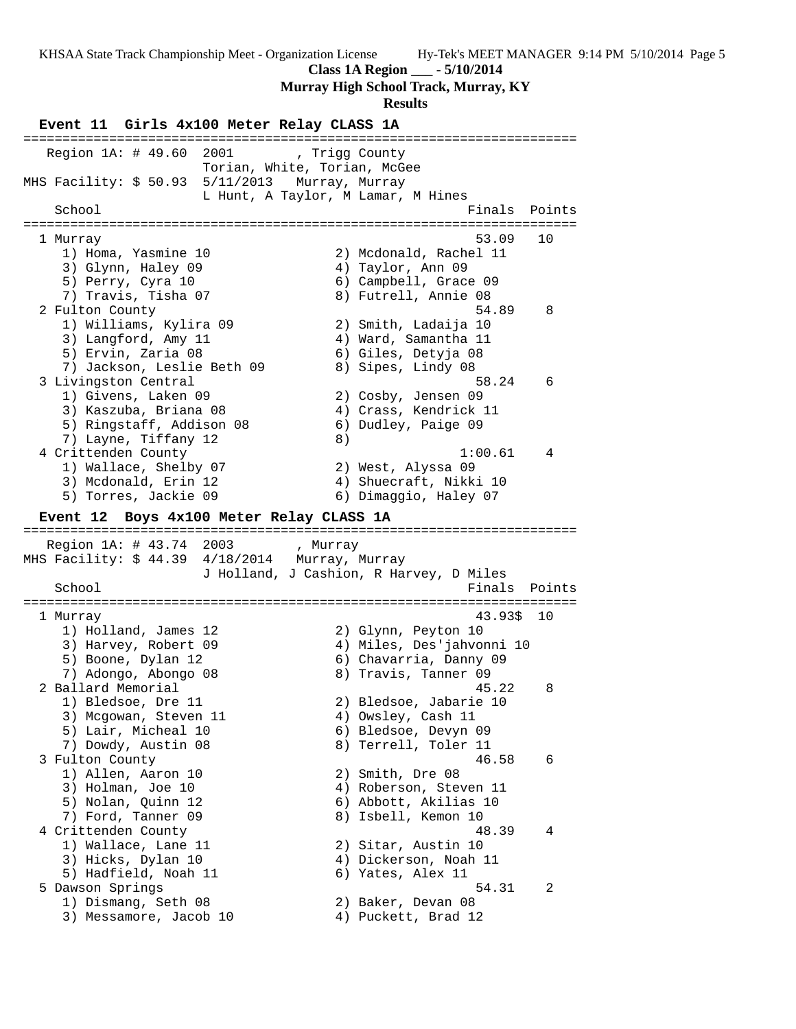**Class 1A Region ___ - 5/10/2014**

**Murray High School Track, Murray, KY**

**Results**

### Event 11 Girls 4x100 Meter Relay CLASS 1A

```
=======================================================================
   Region 1A: # 49.60  2001        , Trigg County
                       Torian, White, Torian, McGee
MHS Facility: $ 50.93  5/11/2013   Murray, Murray
                       L Hunt, A Taylor, M Lamar, M Hines
    School                                            Finals  Points
=======================================================================
  1 Murray                                             53.09   10
     1) Homa, Yasmine 10                2) Mcdonald, Rachel 11
     3) Glynn, Haley 09                 4) Taylor, Ann 09
     5) Perry, Cyra 10                  6) Campbell, Grace 09
     7) Travis, Tisha 07                8) Futrell, Annie 08
  2 Fulton County                                      54.89    8
     1) Williams, Kylira 09             2) Smith, Ladaija 10
     3) Langford, Amy 11                4) Ward, Samantha 11
     5) Ervin, Zaria 08                 6) Giles, Detyja 08
     7) Jackson, Leslie Beth 09         8) Sipes, Lindy 08
  3 Livingston Central                                 58.24    6
     1) Givens, Laken 09                2) Cosby, Jensen 09
     3) Kaszuba, Briana 08              4) Crass, Kendrick 11
     5) Ringstaff, Addison 08           6) Dudley, Paige 09
     7) Layne, Tiffany 12               8)
  4 Crittenden County                                1:00.61    4
     1) Wallace, Shelby 07              2) West, Alyssa 09
     3) Mcdonald, Erin 12               4) Shuecraft, Nikki 10
     5) Torres, Jackie 09               6) Dimaggio, Haley 07
```

### Event 12 Boys 4x100 Meter Relay CLASS 1A

```
=======================================================================
   Region 1A: # 43.74  2003        , Murray
MHS Facility: $ 44.39  4/18/2014   Murray, Murray
                       J Holland, J Cashion, R Harvey, D Miles
    School                                            Finals  Points
=======================================================================
  1 Murray                                             43.93$  10
     1) Holland, James 12               2) Glynn, Peyton 10
     3) Harvey, Robert 09               4) Miles, Des'jahvonni 10
     5) Boone, Dylan 12                 6) Chavarria, Danny 09
     7) Adongo, Abongo 08               8) Travis, Tanner 09
  2 Ballard Memorial                                   45.22    8
     1) Bledsoe, Dre 11                 2) Bledsoe, Jabarie 10
     3) Mcgowan, Steven 11              4) Owsley, Cash 11
     5) Lair, Micheal 10                6) Bledsoe, Devyn 09
     7) Dowdy, Austin 08                8) Terrell, Toler 11
  3 Fulton County                                      46.58    6
     1) Allen, Aaron 10                 2) Smith, Dre 08
     3) Holman, Joe 10                  4) Roberson, Steven 11
     5) Nolan, Quinn 12                 6) Abbott, Akilias 10
     7) Ford, Tanner 09                 8) Isbell, Kemon 10
  4 Crittenden County                                  48.39    4
     1) Wallace, Lane 11                2) Sitar, Austin 10
     3) Hicks, Dylan 10                 4) Dickerson, Noah 11
     5) Hadfield, Noah 11               6) Yates, Alex 11
  5 Dawson Springs                                     54.31    2
     1) Dismang, Seth 08                2) Baker, Devan 08
     3) Messamore, Jacob 10             4) Puckett, Brad 12
```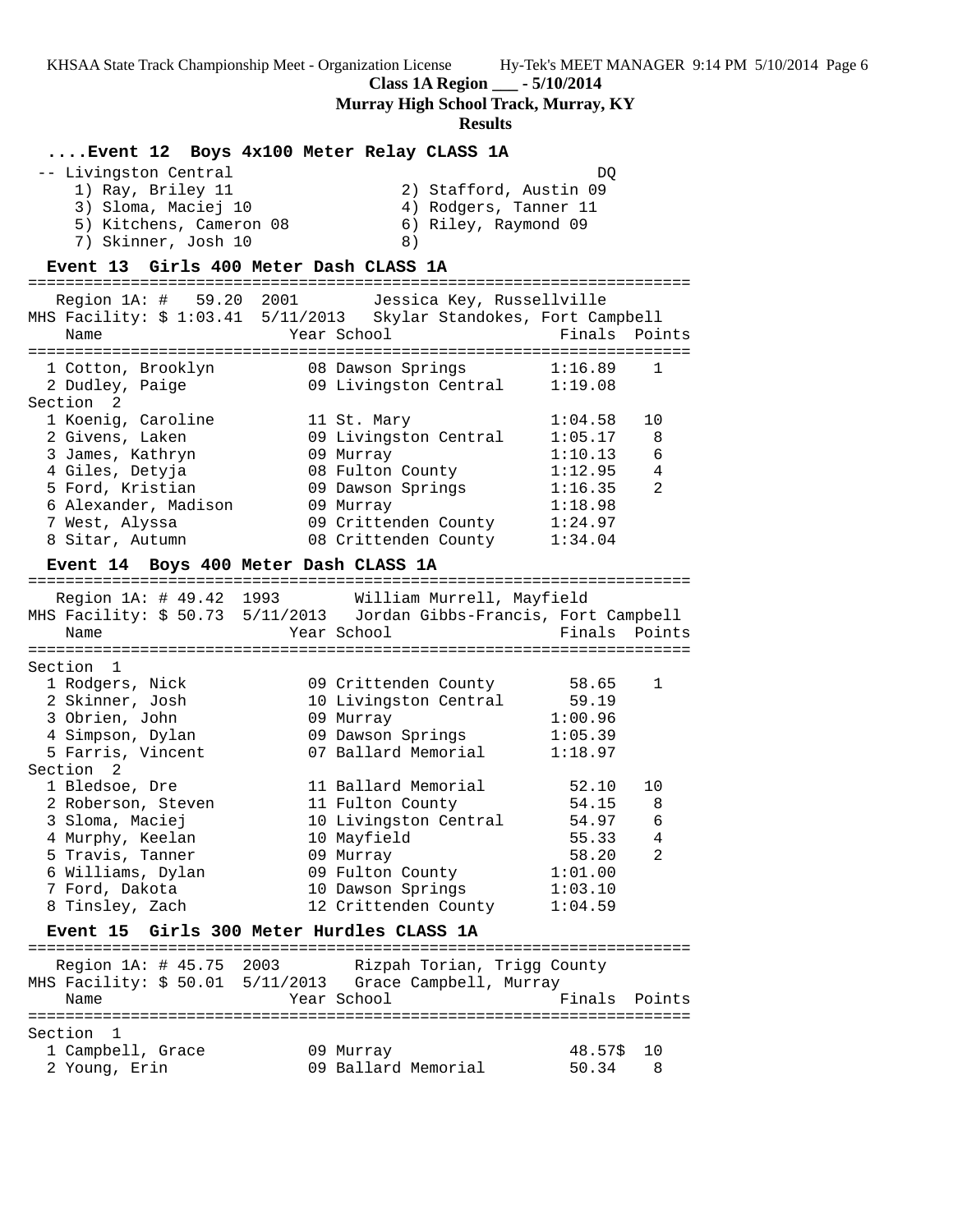**Class 1A Region ___ - 5/10/2014**

**Murray High School Track, Murray, KY**

**Results**

### ....Event 12 Boys 4x100 Meter Relay CLASS 1A

```
 -- Livingston Central                                       DQ
    1) Ray, Briley 11                 2) Stafford, Austin 09
    3) Sloma, Maciej 10               4) Rodgers, Tanner 11
    5) Kitchens, Cameron 08           6) Riley, Raymond 09
    7) Skinner, Josh 10               8)
```

### Event 13 Girls 400 Meter Dash CLASS 1A

```
=======================================================================
   Region 1A: #   59.20  2001        Jessica Key, Russellville
MHS Facility: $ 1:03.41  5/11/2013   Skylar Standokes, Fort Campbell
    Name                    Year School                  Finals  Points
=======================================================================
  1 Cotton, Brooklyn          08 Dawson Springs        1:16.89    1
  2 Dudley, Paige             09 Livingston Central    1:19.08
Section  2
  1 Koenig, Caroline          11 St. Mary              1:04.58   10
  2 Givens, Laken             09 Livingston Central    1:05.17    8
  3 James, Kathryn            09 Murray                1:10.13    6
  4 Giles, Detyja             08 Fulton County         1:12.95    4
  5 Ford, Kristian            09 Dawson Springs        1:16.35    2
  6 Alexander, Madison        09 Murray                1:18.98
  7 West, Alyssa              09 Crittenden County     1:24.97
  8 Sitar, Autumn             08 Crittenden County     1:34.04
```

### Event 14 Boys 400 Meter Dash CLASS 1A

```
=======================================================================
   Region 1A: # 49.42  1993        William Murrell, Mayfield
MHS Facility: $ 50.73  5/11/2013   Jordan Gibbs-Francis, Fort Campbell
    Name                    Year School                  Finals  Points
=======================================================================
Section  1
  1 Rodgers, Nick             09 Crittenden County       58.65    1
  2 Skinner, Josh             10 Livingston Central      59.19
  3 Obrien, John              09 Murray                1:00.96
  4 Simpson, Dylan            09 Dawson Springs        1:05.39
  5 Farris, Vincent           07 Ballard Memorial      1:18.97
Section  2
  1 Bledsoe, Dre              11 Ballard Memorial        52.10   10
  2 Roberson, Steven          11 Fulton County           54.15    8
  3 Sloma, Maciej             10 Livingston Central      54.97    6
  4 Murphy, Keelan            10 Mayfield                55.33    4
  5 Travis, Tanner            09 Murray                  58.20    2
  6 Williams, Dylan           09 Fulton County         1:01.00
  7 Ford, Dakota              10 Dawson Springs        1:03.10
  8 Tinsley, Zach             12 Crittenden County     1:04.59
```

### Event 15 Girls 300 Meter Hurdles CLASS 1A

```
=======================================================================
   Region 1A: # 45.75  2003        Rizpah Torian, Trigg County
MHS Facility: $ 50.01  5/11/2013   Grace Campbell, Murray
    Name                    Year School                  Finals  Points
=======================================================================
Section  1
  1 Campbell, Grace           09 Murray                  48.57$  10
  2 Young, Erin               09 Ballard Memorial        50.34    8
```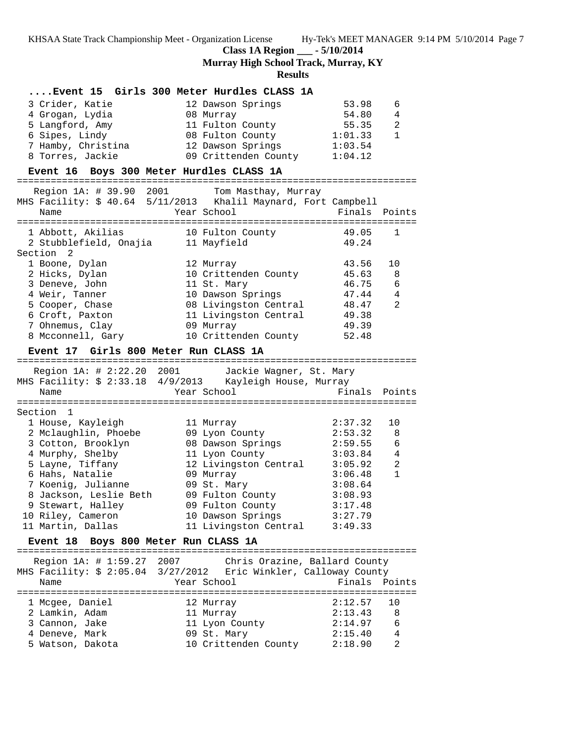**Class 1A Region ___ - 5/10/2014**

**Murray High School Track, Murray, KY**

**Results**

### ....Event 15 Girls 300 Meter Hurdles CLASS 1A

| Place | Name | Year | School | Finals | Points |
|---|---|---|---|---|---|
| 3 | Crider, Katie | 12 | Dawson Springs | 53.98 | 6 |
| 4 | Grogan, Lydia | 08 | Murray | 54.80 | 4 |
| 5 | Langford, Amy | 11 | Fulton County | 55.35 | 2 |
| 6 | Sipes, Lindy | 08 | Fulton County | 1:01.33 | 1 |
| 7 | Hamby, Christina | 12 | Dawson Springs | 1:03.54 | |
| 8 | Torres, Jackie | 09 | Crittenden County | 1:04.12 | |

### Event 16 Boys 300 Meter Hurdles CLASS 1A

Region 1A: # 39.90 2001 Tom Masthay, Murray
MHS Facility: $ 40.64 5/11/2013 Khalil Maynard, Fort Campbell

| Place | Name | Year | School | Finals | Points |
|---|---|---|---|---|---|
| 1 | Abbott, Akilias | 10 | Fulton County | 49.05 | 1 |
| 2 | Stubblefield, Onajia | 11 | Mayfield | 49.24 | |
| **Section 2** | | | | | |
| 1 | Boone, Dylan | 12 | Murray | 43.56 | 10 |
| 2 | Hicks, Dylan | 10 | Crittenden County | 45.63 | 8 |
| 3 | Deneve, John | 11 | St. Mary | 46.75 | 6 |
| 4 | Weir, Tanner | 10 | Dawson Springs | 47.44 | 4 |
| 5 | Cooper, Chase | 08 | Livingston Central | 48.47 | 2 |
| 6 | Croft, Paxton | 11 | Livingston Central | 49.38 | |
| 7 | Ohnemus, Clay | 09 | Murray | 49.39 | |
| 8 | Mcconnell, Gary | 10 | Crittenden County | 52.48 | |

### Event 17 Girls 800 Meter Run CLASS 1A

Region 1A: # 2:22.20 2001 Jackie Wagner, St. Mary
MHS Facility: $ 2:33.18 4/9/2013 Kayleigh House, Murray

| Place | Name | Year | School | Finals | Points |
|---|---|---|---|---|---|
| **Section 1** | | | | | |
| 1 | House, Kayleigh | 11 | Murray | 2:37.32 | 10 |
| 2 | Mclaughlin, Phoebe | 09 | Lyon County | 2:53.32 | 8 |
| 3 | Cotton, Brooklyn | 08 | Dawson Springs | 2:59.55 | 6 |
| 4 | Murphy, Shelby | 11 | Lyon County | 3:03.84 | 4 |
| 5 | Layne, Tiffany | 12 | Livingston Central | 3:05.92 | 2 |
| 6 | Hahs, Natalie | 09 | Murray | 3:06.48 | 1 |
| 7 | Koenig, Julianne | 09 | St. Mary | 3:08.64 | |
| 8 | Jackson, Leslie Beth | 09 | Fulton County | 3:08.93 | |
| 9 | Stewart, Halley | 09 | Fulton County | 3:17.48 | |
| 10 | Riley, Cameron | 10 | Dawson Springs | 3:27.79 | |
| 11 | Martin, Dallas | 11 | Livingston Central | 3:49.33 | |

### Event 18 Boys 800 Meter Run CLASS 1A

Region 1A: # 1:59.27 2007 Chris Orazine, Ballard County
MHS Facility: $ 2:05.04 3/27/2012 Eric Winkler, Calloway County

| Place | Name | Year | School | Finals | Points |
|---|---|---|---|---|---|
| 1 | Mcgee, Daniel | 12 | Murray | 2:12.57 | 10 |
| 2 | Lamkin, Adam | 11 | Murray | 2:13.43 | 8 |
| 3 | Cannon, Jake | 11 | Lyon County | 2:14.97 | 6 |
| 4 | Deneve, Mark | 09 | St. Mary | 2:15.40 | 4 |
| 5 | Watson, Dakota | 10 | Crittenden County | 2:18.90 | 2 |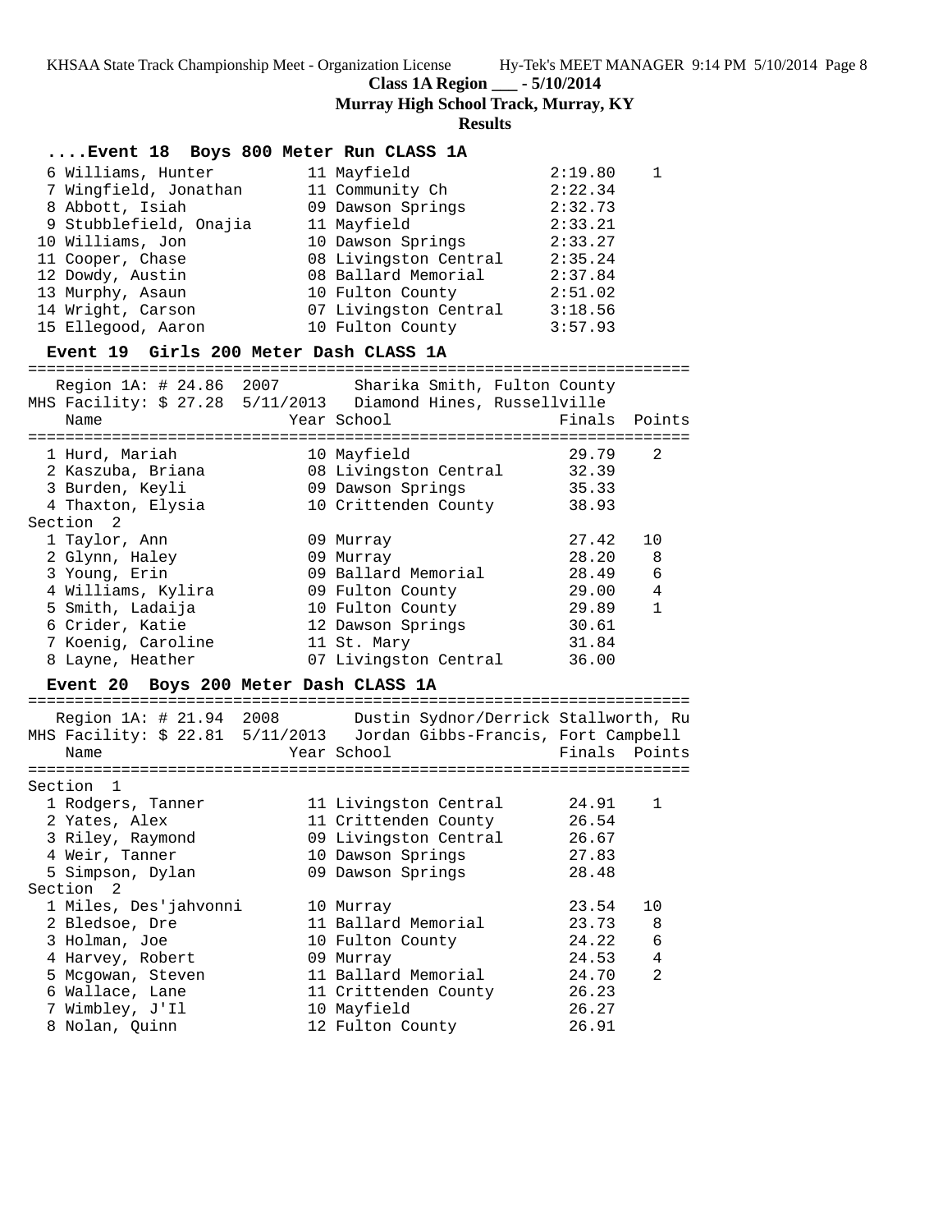## Class 1A Region ___ - 5/10/2014

**Murray High School Track, Murray, KY**

**Results**

### ....Event 18 Boys 800 Meter Run CLASS 1A

| Place | Name | Year | School | Finals | Points |
|---|---|---|---|---|---|
| 6 | Williams, Hunter | 11 | Mayfield | 2:19.80 | 1 |
| 7 | Wingfield, Jonathan | 11 | Community Ch | 2:22.34 | |
| 8 | Abbott, Isiah | 09 | Dawson Springs | 2:32.73 | |
| 9 | Stubblefield, Onajia | 11 | Mayfield | 2:33.21 | |
| 10 | Williams, Jon | 10 | Dawson Springs | 2:33.27 | |
| 11 | Cooper, Chase | 08 | Livingston Central | 2:35.24 | |
| 12 | Dowdy, Austin | 08 | Ballard Memorial | 2:37.84 | |
| 13 | Murphy, Asaun | 10 | Fulton County | 2:51.02 | |
| 14 | Wright, Carson | 07 | Livingston Central | 3:18.56 | |
| 15 | Ellegood, Aaron | 10 | Fulton County | 3:57.93 | |

### Event 19 Girls 200 Meter Dash CLASS 1A

Region 1A: # 24.86 2007 Sharika Smith, Fulton County
MHS Facility: $ 27.28 5/11/2013 Diamond Hines, Russellville

| Place | Name | Year | School | Finals | Points |
|---|---|---|---|---|---|
| 1 | Hurd, Mariah | 10 | Mayfield | 29.79 | 2 |
| 2 | Kaszuba, Briana | 08 | Livingston Central | 32.39 | |
| 3 | Burden, Keyli | 09 | Dawson Springs | 35.33 | |
| 4 | Thaxton, Elysia | 10 | Crittenden County | 38.93 | |
| **Section 2** | | | | | |
| 1 | Taylor, Ann | 09 | Murray | 27.42 | 10 |
| 2 | Glynn, Haley | 09 | Murray | 28.20 | 8 |
| 3 | Young, Erin | 09 | Ballard Memorial | 28.49 | 6 |
| 4 | Williams, Kylira | 09 | Fulton County | 29.00 | 4 |
| 5 | Smith, Ladaija | 10 | Fulton County | 29.89 | 1 |
| 6 | Crider, Katie | 12 | Dawson Springs | 30.61 | |
| 7 | Koenig, Caroline | 11 | St. Mary | 31.84 | |
| 8 | Layne, Heather | 07 | Livingston Central | 36.00 | |

### Event 20 Boys 200 Meter Dash CLASS 1A

Region 1A: # 21.94 2008 Dustin Sydnor/Derrick Stallworth, Ru
MHS Facility: $ 22.81 5/11/2013 Jordan Gibbs-Francis, Fort Campbell

| Place | Name | Year | School | Finals | Points |
|---|---|---|---|---|---|
| **Section 1** | | | | | |
| 1 | Rodgers, Tanner | 11 | Livingston Central | 24.91 | 1 |
| 2 | Yates, Alex | 11 | Crittenden County | 26.54 | |
| 3 | Riley, Raymond | 09 | Livingston Central | 26.67 | |
| 4 | Weir, Tanner | 10 | Dawson Springs | 27.83 | |
| 5 | Simpson, Dylan | 09 | Dawson Springs | 28.48 | |
| **Section 2** | | | | | |
| 1 | Miles, Des'jahvonni | 10 | Murray | 23.54 | 10 |
| 2 | Bledsoe, Dre | 11 | Ballard Memorial | 23.73 | 8 |
| 3 | Holman, Joe | 10 | Fulton County | 24.22 | 6 |
| 4 | Harvey, Robert | 09 | Murray | 24.53 | 4 |
| 5 | Mcgowan, Steven | 11 | Ballard Memorial | 24.70 | 2 |
| 6 | Wallace, Lane | 11 | Crittenden County | 26.23 | |
| 7 | Wimbley, J'Il | 10 | Mayfield | 26.27 | |
| 8 | Nolan, Quinn | 12 | Fulton County | 26.91 | |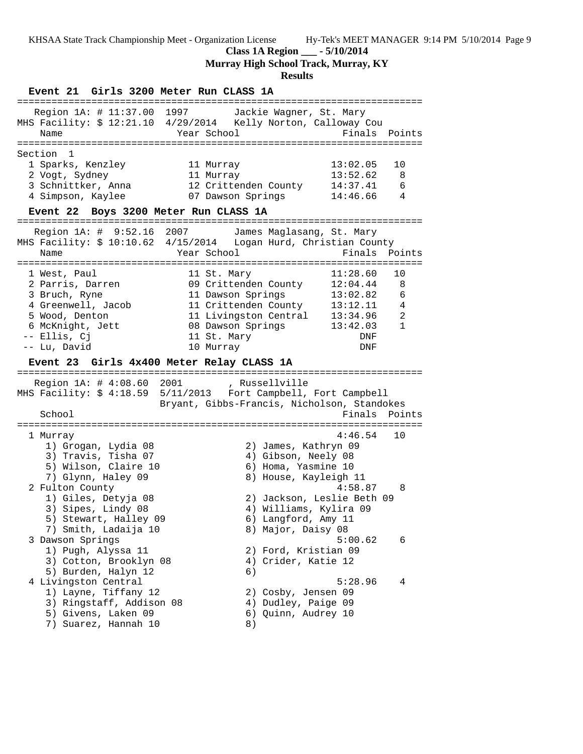**Class 1A Region ___ - 5/10/2014**

**Murray High School Track, Murray, KY**

**Results**

### Event 21 Girls 3200 Meter Run CLASS 1A

Region 1A: # 11:37.00 1997 Jackie Wagner, St. Mary
MHS Facility: $ 12:21.10 4/29/2014 Kelly Norton, Calloway Cou

Section 1

| | Name | Year | School | Finals | Points |
|---|---|---|---|---|---|
| 1 | Sparks, Kenzley | 11 | Murray | 13:02.05 | 10 |
| 2 | Vogt, Sydney | 11 | Murray | 13:52.62 | 8 |
| 3 | Schnittker, Anna | 12 | Crittenden County | 14:37.41 | 6 |
| 4 | Simpson, Kaylee | 07 | Dawson Springs | 14:46.66 | 4 |

### Event 22 Boys 3200 Meter Run CLASS 1A

Region 1A: # 9:52.16 2007 James Maglasang, St. Mary
MHS Facility: $ 10:10.62 4/15/2014 Logan Hurd, Christian County

| | Name | Year | School | Finals | Points |
|---|---|---|---|---|---|
| 1 | West, Paul | 11 | St. Mary | 11:28.60 | 10 |
| 2 | Parris, Darren | 09 | Crittenden County | 12:04.44 | 8 |
| 3 | Bruch, Ryne | 11 | Dawson Springs | 13:02.82 | 6 |
| 4 | Greenwell, Jacob | 11 | Crittenden County | 13:12.11 | 4 |
| 5 | Wood, Denton | 11 | Livingston Central | 13:34.96 | 2 |
| 6 | McKnight, Jett | 08 | Dawson Springs | 13:42.03 | 1 |
| -- | Ellis, Cj | 11 | St. Mary | DNF | |
| -- | Lu, David | 10 | Murray | DNF | |

### Event 23 Girls 4x400 Meter Relay CLASS 1A

Region 1A: # 4:08.60 2001 , Russellville
MHS Facility: $ 4:18.59 5/11/2013 Fort Campbell, Fort Campbell
Bryant, Gibbs-Francis, Nicholson, Standokes

| | School | Finals | Points |
|---|---|---|---|
| 1 | Murray | 4:46.54 | 10 |
| 2 | Fulton County | 4:58.87 | 8 |
| 3 | Dawson Springs | 5:00.62 | 6 |
| 4 | Livingston Central | 5:28.96 | 4 |

1 Murray — 4:46.54 — 10
1) Grogan, Lydia 08; 2) James, Kathryn 09; 3) Travis, Tisha 07; 4) Gibson, Neely 08; 5) Wilson, Claire 10; 6) Homa, Yasmine 10; 7) Glynn, Haley 09; 8) House, Kayleigh 11

2 Fulton County — 4:58.87 — 8
1) Giles, Detyja 08; 2) Jackson, Leslie Beth 09; 3) Sipes, Lindy 08; 4) Williams, Kylira 09; 5) Stewart, Halley 09; 6) Langford, Amy 11; 7) Smith, Ladaija 10; 8) Major, Daisy 08

3 Dawson Springs — 5:00.62 — 6
1) Pugh, Alyssa 11; 2) Ford, Kristian 09; 3) Cotton, Brooklyn 08; 4) Crider, Katie 12; 5) Burden, Halyn 12; 6)

4 Livingston Central — 5:28.96 — 4
1) Layne, Tiffany 12; 2) Cosby, Jensen 09; 3) Ringstaff, Addison 08; 4) Dudley, Paige 09; 5) Givens, Laken 09; 6) Quinn, Audrey 10; 7) Suarez, Hannah 10; 8)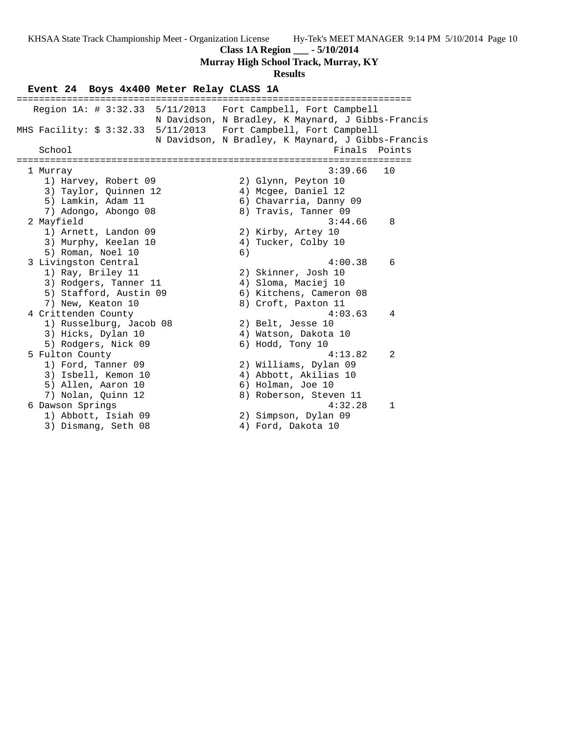**Class 1A Region ___ - 5/10/2014**

**Murray High School Track, Murray, KY**

**Results**

### Event 24 Boys 4x400 Meter Relay CLASS 1A

```
=====================================================================
   Region 1A: # 3:32.33  5/11/2013   Fort Campbell, Fort Campbell
                         N Davidson, N Bradley, K Maynard, J Gibbs-Francis
MHS Facility: $ 3:32.33  5/11/2013   Fort Campbell, Fort Campbell
                         N Davidson, N Bradley, K Maynard, J Gibbs-Francis
    School                                            Finals  Points
=====================================================================
  1 Murray                                           3:39.66   10
     1) Harvey, Robert 09              2) Glynn, Peyton 10
     3) Taylor, Quinnen 12             4) Mcgee, Daniel 12
     5) Lamkin, Adam 11                6) Chavarria, Danny 09
     7) Adongo, Abongo 08              8) Travis, Tanner 09
  2 Mayfield                                         3:44.66    8
     1) Arnett, Landon 09              2) Kirby, Artey 10
     3) Murphy, Keelan 10              4) Tucker, Colby 10
     5) Roman, Noel 10                 6)
  3 Livingston Central                               4:00.38    6
     1) Ray, Briley 11                 2) Skinner, Josh 10
     3) Rodgers, Tanner 11             4) Sloma, Maciej 10
     5) Stafford, Austin 09            6) Kitchens, Cameron 08
     7) New, Keaton 10                 8) Croft, Paxton 11
  4 Crittenden County                                4:03.63    4
     1) Russelburg, Jacob 08           2) Belt, Jesse 10
     3) Hicks, Dylan 10                4) Watson, Dakota 10
     5) Rodgers, Nick 09               6) Hodd, Tony 10
  5 Fulton County                                    4:13.82    2
     1) Ford, Tanner 09                2) Williams, Dylan 09
     3) Isbell, Kemon 10               4) Abbott, Akilias 10
     5) Allen, Aaron 10                6) Holman, Joe 10
     7) Nolan, Quinn 12                8) Roberson, Steven 11
  6 Dawson Springs                                   4:32.28    1
     1) Abbott, Isiah 09               2) Simpson, Dylan 09
     3) Dismang, Seth 08               4) Ford, Dakota 10
```